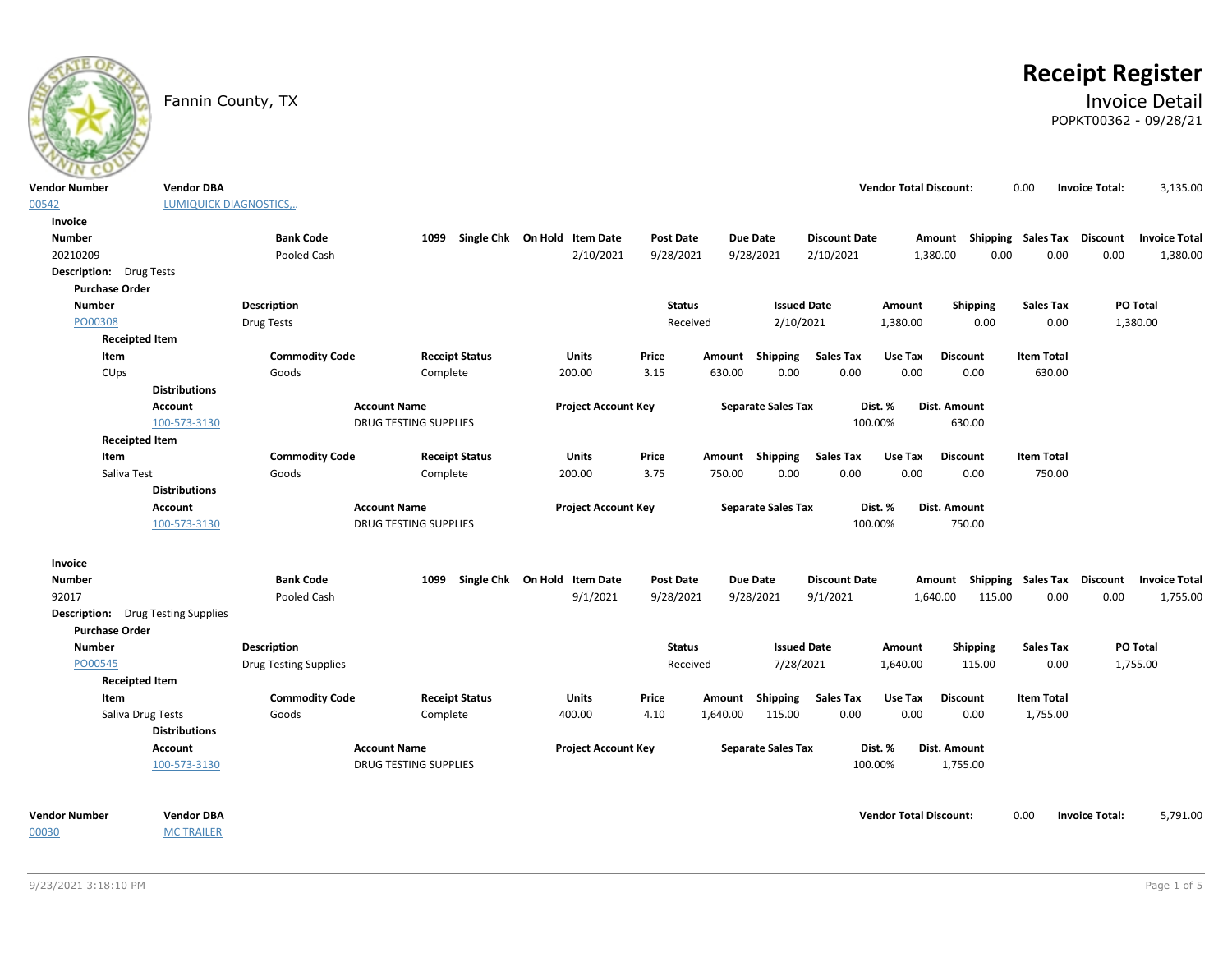# Receipt Register

Fannin County, TX

## Invoice Detail

POPKT00362 - 09/28/21

| Vendor Number | Vendor DBA | Vendor Total Discount: | 0.00 | Invoice Total: | 3,135.00 |
|---|---|---|---|---|---|
| 00542 | LUMIQUICK DIAGNOSTICS,.. | | | | |

**Invoice**

| Number | Bank Code | 1099 | Single Chk | On Hold | Item Date | Post Date | Due Date | Discount Date | Amount | Shipping | Sales Tax | Discount | Invoice Total |
|---|---|---|---|---|---|---|---|---|---|---|---|---|---|
| 20210209 | Pooled Cash | | | | 2/10/2021 | 9/28/2021 | 9/28/2021 | 2/10/2021 | 1,380.00 | 0.00 | 0.00 | 0.00 | 1,380.00 |

**Description:** Drug Tests

**Purchase Order**

| Number | Description | Status | Issued Date | Amount | Shipping | Sales Tax | PO Total |
|---|---|---|---|---|---|---|---|
| PO00308 | Drug Tests | Received | 2/10/2021 | 1,380.00 | 0.00 | 0.00 | 1,380.00 |

**Receipted Item**

| Item | Commodity Code | Receipt Status | Units | Price | Amount | Shipping | Sales Tax | Use Tax | Discount | Item Total |
|---|---|---|---|---|---|---|---|---|---|---|
| CUps | Goods | Complete | 200.00 | 3.15 | 630.00 | 0.00 | 0.00 | 0.00 | 0.00 | 630.00 |

**Distributions**

| Account | Account Name | Project Account Key | Separate Sales Tax | Dist. % | Dist. Amount |
|---|---|---|---|---|---|
| 100-573-3130 | DRUG TESTING SUPPLIES | | | 100.00% | 630.00 |

**Receipted Item**

| Item | Commodity Code | Receipt Status | Units | Price | Amount | Shipping | Sales Tax | Use Tax | Discount | Item Total |
|---|---|---|---|---|---|---|---|---|---|---|
| Saliva Test | Goods | Complete | 200.00 | 3.75 | 750.00 | 0.00 | 0.00 | 0.00 | 0.00 | 750.00 |

**Distributions**

| Account | Account Name | Project Account Key | Separate Sales Tax | Dist. % | Dist. Amount |
|---|---|---|---|---|---|
| 100-573-3130 | DRUG TESTING SUPPLIES | | | 100.00% | 750.00 |

**Invoice**

| Number | Bank Code | 1099 | Single Chk | On Hold | Item Date | Post Date | Due Date | Discount Date | Amount | Shipping | Sales Tax | Discount | Invoice Total |
|---|---|---|---|---|---|---|---|---|---|---|---|---|---|
| 92017 | Pooled Cash | | | | 9/1/2021 | 9/28/2021 | 9/28/2021 | 9/1/2021 | 1,640.00 | 115.00 | 0.00 | 0.00 | 1,755.00 |

**Description:** Drug Testing Supplies

**Purchase Order**

| Number | Description | Status | Issued Date | Amount | Shipping | Sales Tax | PO Total |
|---|---|---|---|---|---|---|---|
| PO00545 | Drug Testing Supplies | Received | 7/28/2021 | 1,640.00 | 115.00 | 0.00 | 1,755.00 |

**Receipted Item**

| Item | Commodity Code | Receipt Status | Units | Price | Amount | Shipping | Sales Tax | Use Tax | Discount | Item Total |
|---|---|---|---|---|---|---|---|---|---|---|
| Saliva Drug Tests | Goods | Complete | 400.00 | 4.10 | 1,640.00 | 115.00 | 0.00 | 0.00 | 0.00 | 1,755.00 |

**Distributions**

| Account | Account Name | Project Account Key | Separate Sales Tax | Dist. % | Dist. Amount |
|---|---|---|---|---|---|
| 100-573-3130 | DRUG TESTING SUPPLIES | | | 100.00% | 1,755.00 |

| Vendor Number | Vendor DBA | Vendor Total Discount: | 0.00 | Invoice Total: | 5,791.00 |
|---|---|---|---|---|---|
| 00030 | MC TRAILER | | | | |

9/23/2021 3:18:10 PM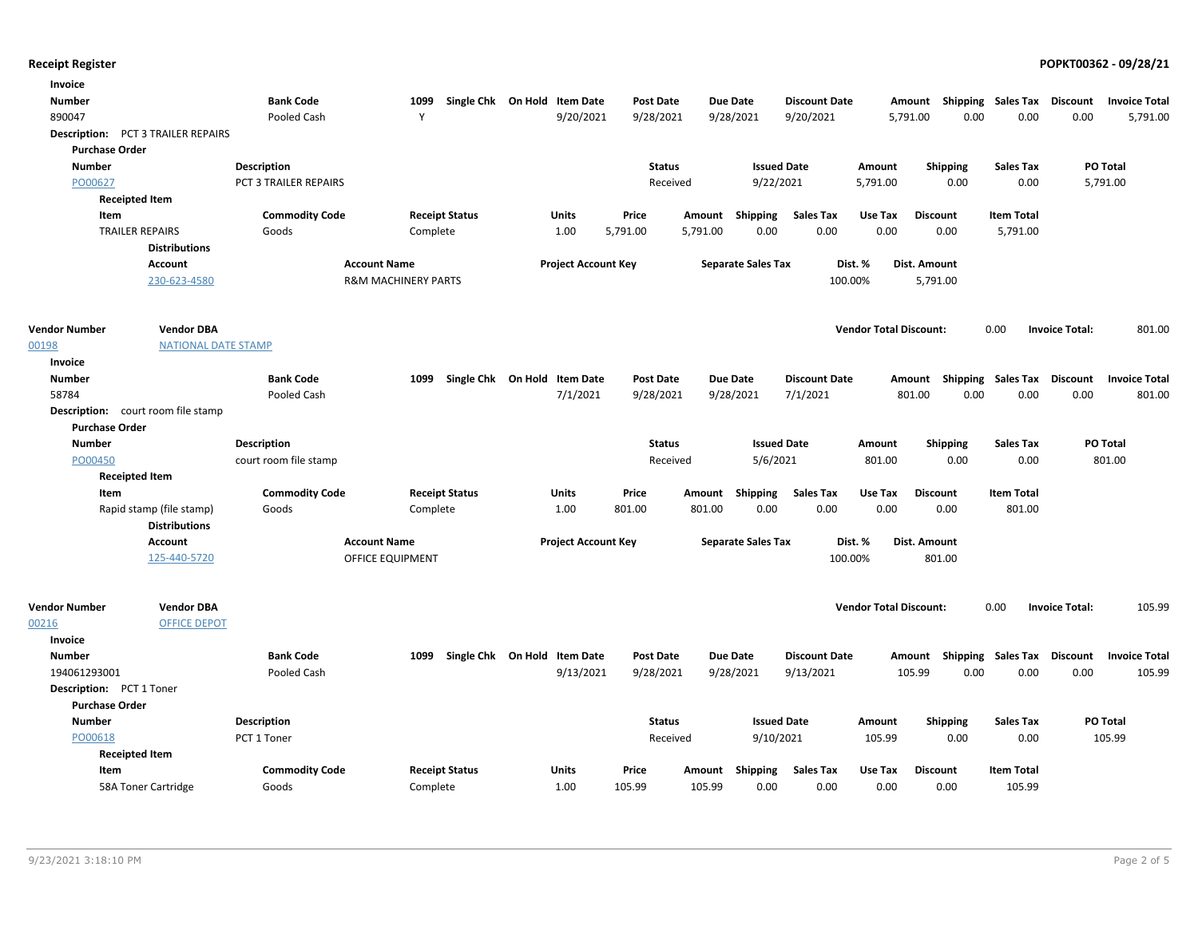Invoice

| Number | Bank Code | 1099 | Single Chk | On Hold | Item Date | Post Date | Due Date | Discount Date | Amount | Shipping | Sales Tax | Discount | Invoice Total |
|---|---|---|---|---|---|---|---|---|---|---|---|---|---|
| 890047 | Pooled Cash | Y | | | 9/20/2021 | 9/28/2021 | 9/28/2021 | 9/20/2021 | 5,791.00 | 0.00 | 0.00 | 0.00 | 5,791.00 |

**Description:** PCT 3 TRAILER REPAIRS

Purchase Order

| Number | Description | Status | Issued Date | Amount | Shipping | Sales Tax | PO Total |
|---|---|---|---|---|---|---|---|
| PO00627 | PCT 3 TRAILER REPAIRS | Received | 9/22/2021 | 5,791.00 | 0.00 | 0.00 | 5,791.00 |

Receipted Item

| Item | Commodity Code | Receipt Status | Units | Price | Amount | Shipping | Sales Tax | Use Tax | Discount | Item Total |
|---|---|---|---|---|---|---|---|---|---|---|
| TRAILER REPAIRS | Goods | Complete | 1.00 | 5,791.00 | 5,791.00 | 0.00 | 0.00 | 0.00 | 0.00 | 5,791.00 |

Distributions

| Account | Account Name | Project Account Key | Separate Sales Tax | Dist. % | Dist. Amount |
|---|---|---|---|---|---|
| 230-623-4580 | R&M MACHINERY PARTS | | | 100.00% | 5,791.00 |

| Vendor Number | Vendor DBA | Vendor Total Discount: | 0.00 | Invoice Total: | 801.00 |
|---|---|---|---|---|---|
| 00198 | NATIONAL DATE STAMP | | | | |

Invoice

| Number | Bank Code | 1099 | Single Chk | On Hold | Item Date | Post Date | Due Date | Discount Date | Amount | Shipping | Sales Tax | Discount | Invoice Total |
|---|---|---|---|---|---|---|---|---|---|---|---|---|---|
| 58784 | Pooled Cash | | | | 7/1/2021 | 9/28/2021 | 9/28/2021 | 7/1/2021 | 801.00 | 0.00 | 0.00 | 0.00 | 801.00 |

**Description:** court room file stamp

Purchase Order

| Number | Description | Status | Issued Date | Amount | Shipping | Sales Tax | PO Total |
|---|---|---|---|---|---|---|---|
| PO00450 | court room file stamp | Received | 5/6/2021 | 801.00 | 0.00 | 0.00 | 801.00 |

Receipted Item

| Item | Commodity Code | Receipt Status | Units | Price | Amount | Shipping | Sales Tax | Use Tax | Discount | Item Total |
|---|---|---|---|---|---|---|---|---|---|---|
| Rapid stamp (file stamp) | Goods | Complete | 1.00 | 801.00 | 801.00 | 0.00 | 0.00 | 0.00 | 0.00 | 801.00 |

Distributions

| Account | Account Name | Project Account Key | Separate Sales Tax | Dist. % | Dist. Amount |
|---|---|---|---|---|---|
| 125-440-5720 | OFFICE EQUIPMENT | | | 100.00% | 801.00 |

| Vendor Number | Vendor DBA | Vendor Total Discount: | 0.00 | Invoice Total: | 105.99 |
|---|---|---|---|---|---|
| 00216 | OFFICE DEPOT | | | | |

Invoice

| Number | Bank Code | 1099 | Single Chk | On Hold | Item Date | Post Date | Due Date | Discount Date | Amount | Shipping | Sales Tax | Discount | Invoice Total |
|---|---|---|---|---|---|---|---|---|---|---|---|---|---|
| 194061293001 | Pooled Cash | | | | 9/13/2021 | 9/28/2021 | 9/28/2021 | 9/13/2021 | 105.99 | 0.00 | 0.00 | 0.00 | 105.99 |

**Description:** PCT 1 Toner

Purchase Order

| Number | Description | Status | Issued Date | Amount | Shipping | Sales Tax | PO Total |
|---|---|---|---|---|---|---|---|
| PO00618 | PCT 1 Toner | Received | 9/10/2021 | 105.99 | 0.00 | 0.00 | 105.99 |

Receipted Item

| Item | Commodity Code | Receipt Status | Units | Price | Amount | Shipping | Sales Tax | Use Tax | Discount | Item Total |
|---|---|---|---|---|---|---|---|---|---|---|
| 58A Toner Cartridge | Goods | Complete | 1.00 | 105.99 | 105.99 | 0.00 | 0.00 | 0.00 | 0.00 | 105.99 |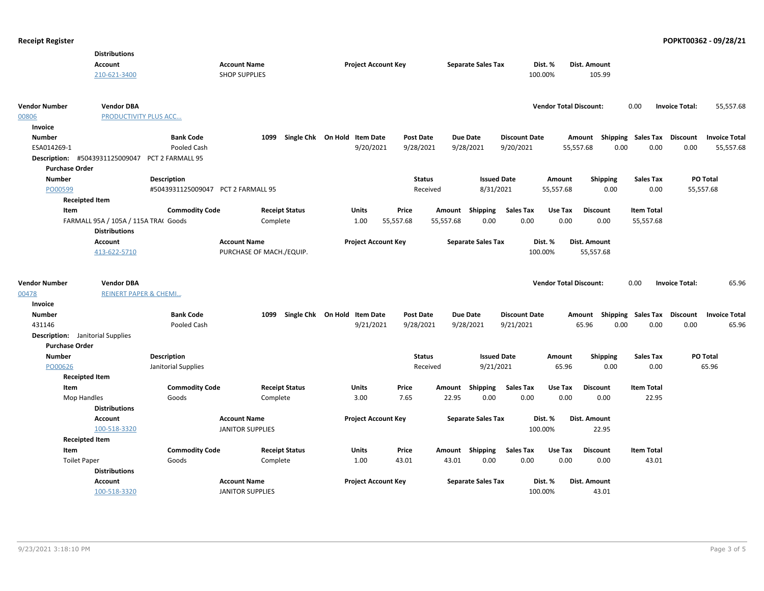**Distributions**

| Account | Account Name | Project Account Key | Separate Sales Tax | Dist. % | Dist. Amount |
|---|---|---|---|---|---|
| 210-621-3400 | SHOP SUPPLIES | | | 100.00% | 105.99 |

| Vendor Number | Vendor DBA | Vendor Total Discount: | 0.00 | Invoice Total: | 55,557.68 |
|---|---|---|---|---|---|
| 00806 | PRODUCTIVITY PLUS ACC... | | | | |

**Invoice**

| Number | Bank Code | 1099 | Single Chk | On Hold | Item Date | Post Date | Due Date | Discount Date | Amount | Shipping | Sales Tax | Discount | Invoice Total |
|---|---|---|---|---|---|---|---|---|---|---|---|---|---|
| ESA014269-1 | Pooled Cash | | | | 9/20/2021 | 9/28/2021 | 9/28/2021 | 9/20/2021 | 55,557.68 | 0.00 | 0.00 | 0.00 | 55,557.68 |

**Description:** #5043931125009047 PCT 2 FARMALL 95

**Purchase Order**

| Number | Description | Status | Issued Date | Amount | Shipping | Sales Tax | PO Total |
|---|---|---|---|---|---|---|---|
| PO00599 | #5043931125009047 PCT 2 FARMALL 95 | Received | 8/31/2021 | 55,557.68 | 0.00 | 0.00 | 55,557.68 |

**Receipted Item**

| Item | Commodity Code | Receipt Status | Units | Price | Amount | Shipping | Sales Tax | Use Tax | Discount | Item Total |
|---|---|---|---|---|---|---|---|---|---|---|
| FARMALL 95A / 105A / 115A TRA( | Goods | Complete | 1.00 | 55,557.68 | 55,557.68 | 0.00 | 0.00 | 0.00 | 0.00 | 55,557.68 |

**Distributions**

| Account | Account Name | Project Account Key | Separate Sales Tax | Dist. % | Dist. Amount |
|---|---|---|---|---|---|
| 413-622-5710 | PURCHASE OF MACH./EQUIP. | | | 100.00% | 55,557.68 |

| Vendor Number | Vendor DBA | Vendor Total Discount: | 0.00 | Invoice Total: | 65.96 |
|---|---|---|---|---|---|
| 00478 | REINERT PAPER & CHEMI... | | | | |

**Invoice**

| Number | Bank Code | 1099 | Single Chk | On Hold | Item Date | Post Date | Due Date | Discount Date | Amount | Shipping | Sales Tax | Discount | Invoice Total |
|---|---|---|---|---|---|---|---|---|---|---|---|---|---|
| 431146 | Pooled Cash | | | | 9/21/2021 | 9/28/2021 | 9/28/2021 | 9/21/2021 | 65.96 | 0.00 | 0.00 | 0.00 | 65.96 |

**Description:** Janitorial Supplies

**Purchase Order**

| Number | Description | Status | Issued Date | Amount | Shipping | Sales Tax | PO Total |
|---|---|---|---|---|---|---|---|
| PO00626 | Janitorial Supplies | Received | 9/21/2021 | 65.96 | 0.00 | 0.00 | 65.96 |

**Receipted Item**

| Item | Commodity Code | Receipt Status | Units | Price | Amount | Shipping | Sales Tax | Use Tax | Discount | Item Total |
|---|---|---|---|---|---|---|---|---|---|---|
| Mop Handles | Goods | Complete | 3.00 | 7.65 | 22.95 | 0.00 | 0.00 | 0.00 | 0.00 | 22.95 |

**Distributions**

| Account | Account Name | Project Account Key | Separate Sales Tax | Dist. % | Dist. Amount |
|---|---|---|---|---|---|
| 100-518-3320 | JANITOR SUPPLIES | | | 100.00% | 22.95 |

**Receipted Item**

| Item | Commodity Code | Receipt Status | Units | Price | Amount | Shipping | Sales Tax | Use Tax | Discount | Item Total |
|---|---|---|---|---|---|---|---|---|---|---|
| Toilet Paper | Goods | Complete | 1.00 | 43.01 | 43.01 | 0.00 | 0.00 | 0.00 | 0.00 | 43.01 |

**Distributions**

| Account | Account Name | Project Account Key | Separate Sales Tax | Dist. % | Dist. Amount |
|---|---|---|---|---|---|
| 100-518-3320 | JANITOR SUPPLIES | | | 100.00% | 43.01 |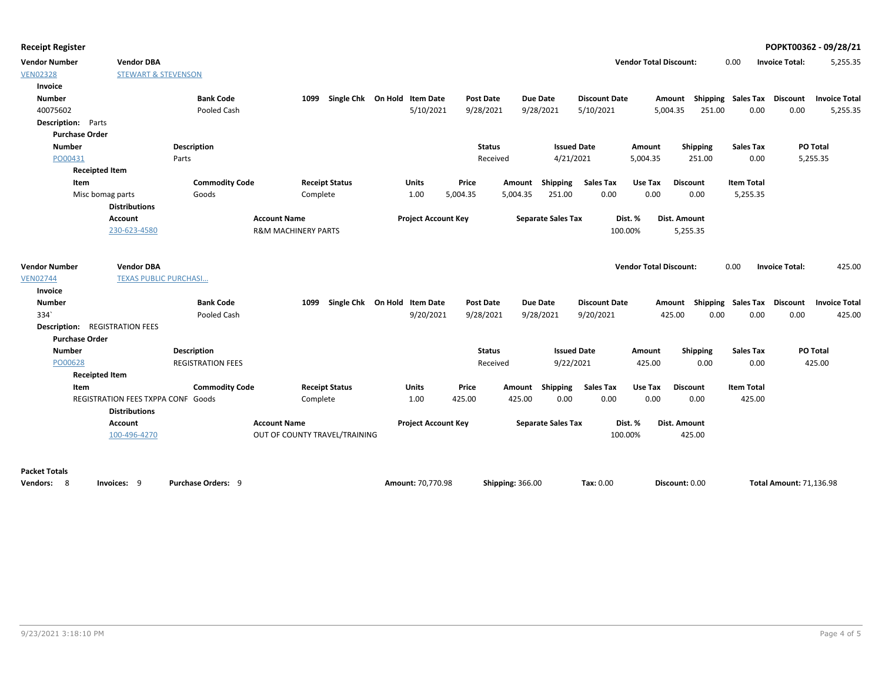**Receipt Register** — **POPKT00362 - 09/28/21**

| Vendor Number | Vendor DBA | Vendor Total Discount: | Invoice Total: |
|---|---|---|---|
| VEN02328 | STEWART & STEVENSON | 0.00 | 5,255.35 |

**Invoice**

| Number | Bank Code | 1099 | Single Chk | On Hold | Item Date | Post Date | Due Date | Discount Date | Amount | Shipping | Sales Tax | Discount | Invoice Total |
|---|---|---|---|---|---|---|---|---|---|---|---|---|---|
| 40075602 | Pooled Cash | | | | 5/10/2021 | 9/28/2021 | 9/28/2021 | 5/10/2021 | 5,004.35 | 251.00 | 0.00 | 0.00 | 5,255.35 |

**Description:** Parts

**Purchase Order**

| Number | Description | Status | Issued Date | Amount | Shipping | Sales Tax | PO Total |
|---|---|---|---|---|---|---|---|
| PO00431 | Parts | Received | 4/21/2021 | 5,004.35 | 251.00 | 0.00 | 5,255.35 |

**Receipted Item**

| Item | Commodity Code | Receipt Status | Units | Price | Amount | Shipping | Sales Tax | Use Tax | Discount | Item Total |
|---|---|---|---|---|---|---|---|---|---|---|
| Misc bomag parts | Goods | Complete | 1.00 | 5,004.35 | 5,004.35 | 251.00 | 0.00 | 0.00 | 0.00 | 5,255.35 |

**Distributions**

| Account | Account Name | Project Account Key | Separate Sales Tax | Dist. % | Dist. Amount |
|---|---|---|---|---|---|
| 230-623-4580 | R&M MACHINERY PARTS | | | 100.00% | 5,255.35 |

| Vendor Number | Vendor DBA | Vendor Total Discount: | Invoice Total: |
|---|---|---|---|
| VEN02744 | TEXAS PUBLIC PURCHASI... | 0.00 | 425.00 |

**Invoice**

| Number | Bank Code | 1099 | Single Chk | On Hold | Item Date | Post Date | Due Date | Discount Date | Amount | Shipping | Sales Tax | Discount | Invoice Total |
|---|---|---|---|---|---|---|---|---|---|---|---|---|---|
| 334` | Pooled Cash | | | | 9/20/2021 | 9/28/2021 | 9/28/2021 | 9/20/2021 | 425.00 | 0.00 | 0.00 | 0.00 | 425.00 |

**Description:** REGISTRATION FEES

**Purchase Order**

| Number | Description | Status | Issued Date | Amount | Shipping | Sales Tax | PO Total |
|---|---|---|---|---|---|---|---|
| PO00628 | REGISTRATION FEES | Received | 9/22/2021 | 425.00 | 0.00 | 0.00 | 425.00 |

**Receipted Item**

| Item | Commodity Code | Receipt Status | Units | Price | Amount | Shipping | Sales Tax | Use Tax | Discount | Item Total |
|---|---|---|---|---|---|---|---|---|---|---|
| REGISTRATION FEES TXPPA CONF | Goods | Complete | 1.00 | 425.00 | 425.00 | 0.00 | 0.00 | 0.00 | 0.00 | 425.00 |

**Distributions**

| Account | Account Name | Project Account Key | Separate Sales Tax | Dist. % | Dist. Amount |
|---|---|---|---|---|---|
| 100-496-4270 | OUT OF COUNTY TRAVEL/TRAINING | | | 100.00% | 425.00 |

**Packet Totals**

| Vendors: | Invoices: | Purchase Orders: | Amount: | Shipping: | Tax: | Discount: | Total Amount: |
|---|---|---|---|---|---|---|---|
| 8 | 9 | 9 | 70,770.98 | 366.00 | 0.00 | 0.00 | 71,136.98 |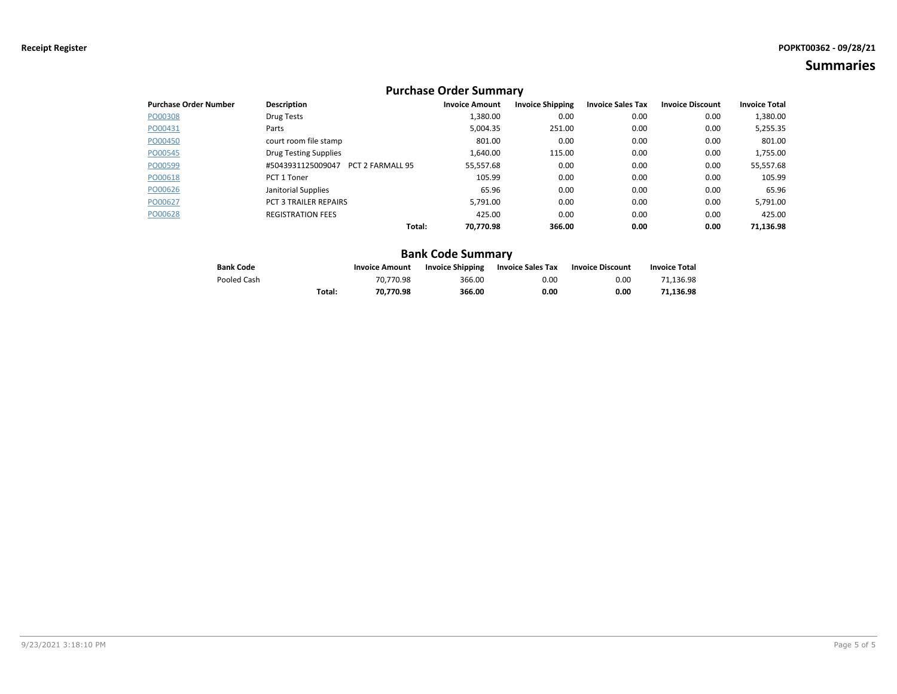Receipt Register

POPKT00362 - 09/28/21

# Summaries

## Purchase Order Summary

| Purchase Order Number | Description | Invoice Amount | Invoice Shipping | Invoice Sales Tax | Invoice Discount | Invoice Total |
|---|---|---|---|---|---|---|
| PO00308 | Drug Tests | 1,380.00 | 0.00 | 0.00 | 0.00 | 1,380.00 |
| PO00431 | Parts | 5,004.35 | 251.00 | 0.00 | 0.00 | 5,255.35 |
| PO00450 | court room file stamp | 801.00 | 0.00 | 0.00 | 0.00 | 801.00 |
| PO00545 | Drug Testing Supplies | 1,640.00 | 115.00 | 0.00 | 0.00 | 1,755.00 |
| PO00599 | #5043931125009047 PCT 2 FARMALL 95 | 55,557.68 | 0.00 | 0.00 | 0.00 | 55,557.68 |
| PO00618 | PCT 1 Toner | 105.99 | 0.00 | 0.00 | 0.00 | 105.99 |
| PO00626 | Janitorial Supplies | 65.96 | 0.00 | 0.00 | 0.00 | 65.96 |
| PO00627 | PCT 3 TRAILER REPAIRS | 5,791.00 | 0.00 | 0.00 | 0.00 | 5,791.00 |
| PO00628 | REGISTRATION FEES | 425.00 | 0.00 | 0.00 | 0.00 | 425.00 |
| | **Total:** | **70,770.98** | **366.00** | **0.00** | **0.00** | **71,136.98** |

## Bank Code Summary

| Bank Code | | Invoice Amount | Invoice Shipping | Invoice Sales Tax | Invoice Discount | Invoice Total |
|---|---|---|---|---|---|---|
| Pooled Cash | | 70,770.98 | 366.00 | 0.00 | 0.00 | 71,136.98 |
| | **Total:** | **70,770.98** | **366.00** | **0.00** | **0.00** | **71,136.98** |

9/23/2021 3:18:10 PM